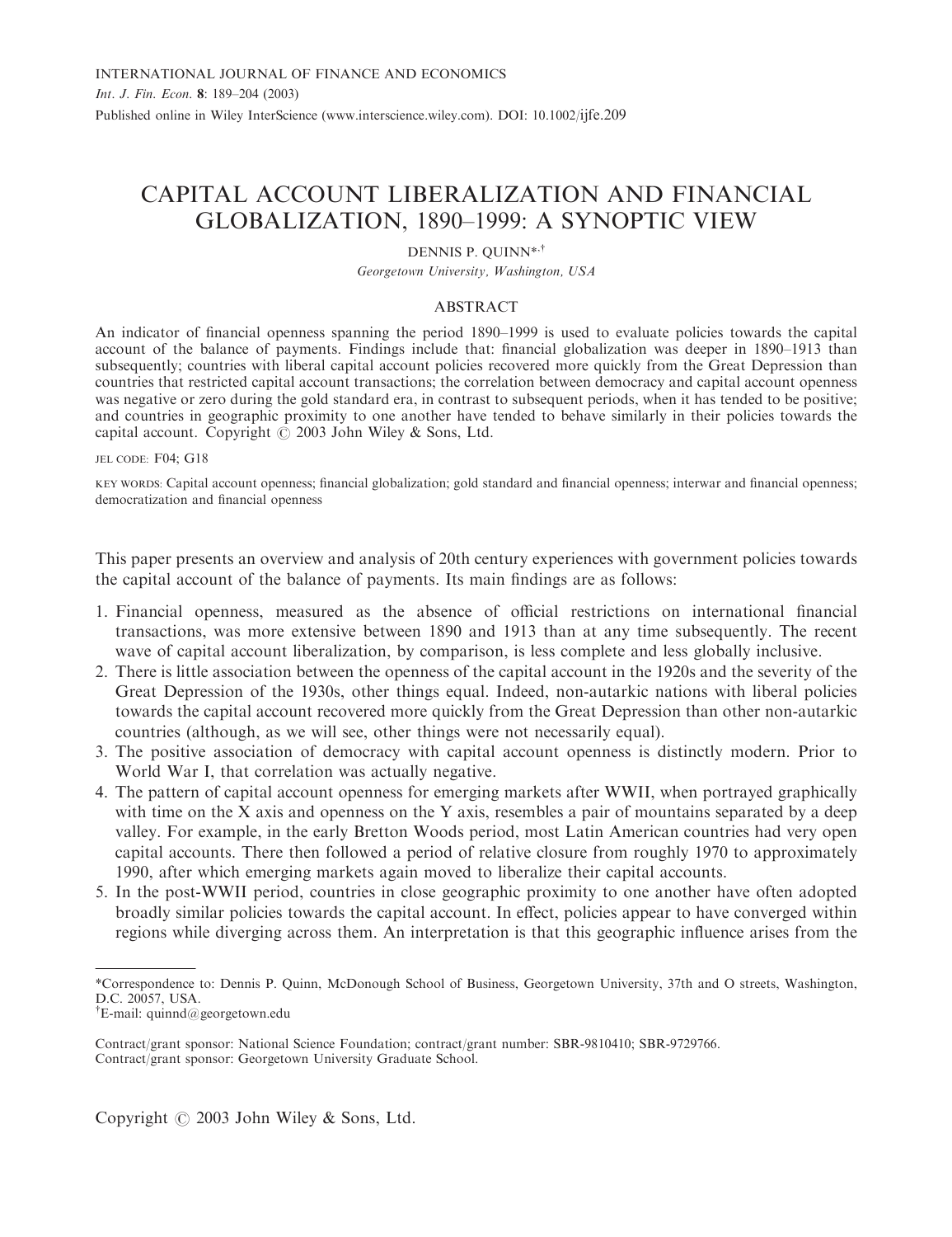# CAPITAL ACCOUNT LIBERALIZATION AND FINANCIAL GLOBALIZATION, 1890–1999: A SYNOPTIC VIEW

DENNIS P. QUINN*,†

*Georgetown University, Washington, USA*

## ABSTRACT

An indicator of financial openness spanning the period 1890–1999 is used to evaluate policies towards the capital account of the balance of payments. Findings include that: financial globalization was deeper in 1890–1913 than subsequently; countries with liberal capital account policies recovered more quickly from the Great Depression than countries that restricted capital account transactions; the correlation between democracy and capital account openness was negative or zero during the gold standard era, in contrast to subsequent periods, when it has tended to be positive; and countries in geographic proximity to one another have tended to behave similarly in their policies towards the capital account. Copyright © 2003 John Wiley & Sons, Ltd.

JEL CODE: F04; G18

KEY WORDS: Capital account openness; financial globalization; gold standard and financial openness; interwar and financial openness; democratization and financial openness

This paper presents an overview and analysis of 20th century experiences with government policies towards the capital account of the balance of payments. Its main findings are as follows:

1. Financial openness, measured as the absence of official restrictions on international financial transactions, was more extensive between 1890 and 1913 than at any time subsequently. The recent wave of capital account liberalization, by comparison, is less complete and less globally inclusive.
2. There is little association between the openness of the capital account in the 1920s and the severity of the Great Depression of the 1930s, other things equal. Indeed, non-autarkic nations with liberal policies towards the capital account recovered more quickly from the Great Depression than other non-autarkic countries (although, as we will see, other things were not necessarily equal).
3. The positive association of democracy with capital account openness is distinctly modern. Prior to World War I, that correlation was actually negative.
4. The pattern of capital account openness for emerging markets after WWII, when portrayed graphically with time on the X axis and openness on the Y axis, resembles a pair of mountains separated by a deep valley. For example, in the early Bretton Woods period, most Latin American countries had very open capital accounts. There then followed a period of relative closure from roughly 1970 to approximately 1990, after which emerging markets again moved to liberalize their capital accounts.
5. In the post-WWII period, countries in close geographic proximity to one another have often adopted broadly similar policies towards the capital account. In effect, policies appear to have converged within regions while diverging across them. An interpretation is that this geographic influence arises from the

---

*Correspondence to: Dennis P. Quinn, McDonough School of Business, Georgetown University, 37th and O streets, Washington, D.C. 20057, USA.

†E-mail: quinnd@georgetown.edu

Contract/grant sponsor: National Science Foundation; contract/grant number: SBR-9810410; SBR-9729766.
Contract/grant sponsor: Georgetown University Graduate School.

Copyright © 2003 John Wiley & Sons, Ltd.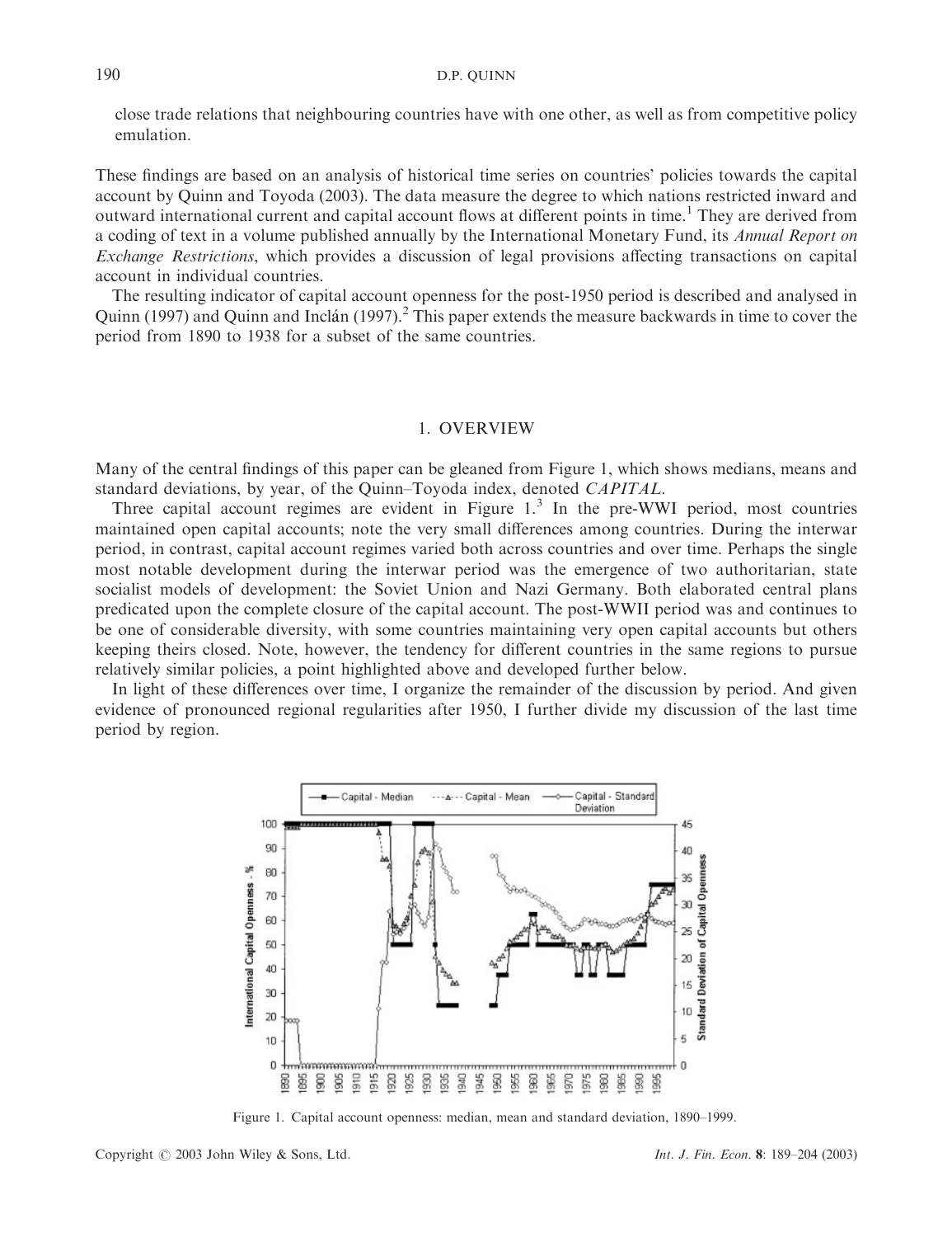close trade relations that neighbouring countries have with one other, as well as from competitive policy emulation.

These findings are based on an analysis of historical time series on countries' policies towards the capital account by Quinn and Toyoda (2003). The data measure the degree to which nations restricted inward and outward international current and capital account flows at different points in time.[1] They are derived from a coding of text in a volume published annually by the International Monetary Fund, its *Annual Report on Exchange Restrictions*, which provides a discussion of legal provisions affecting transactions on capital account in individual countries.

The resulting indicator of capital account openness for the post-1950 period is described and analysed in Quinn (1997) and Quinn and Inclán (1997).[2] This paper extends the measure backwards in time to cover the period from 1890 to 1938 for a subset of the same countries.

## 1. OVERVIEW

Many of the central findings of this paper can be gleaned from Figure 1, which shows medians, means and standard deviations, by year, of the Quinn–Toyoda index, denoted *CAPITAL*.

Three capital account regimes are evident in Figure 1.[3] In the pre-WWI period, most countries maintained open capital accounts; note the very small differences among countries. During the interwar period, in contrast, capital account regimes varied both across countries and over time. Perhaps the single most notable development during the interwar period was the emergence of two authoritarian, state socialist models of development: the Soviet Union and Nazi Germany. Both elaborated central plans predicated upon the complete closure of the capital account. The post-WWII period was and continues to be one of considerable diversity, with some countries maintaining very open capital accounts but others keeping theirs closed. Note, however, the tendency for different countries in the same regions to pursue relatively similar policies, a point highlighted above and developed further below.

In light of these differences over time, I organize the remainder of the discussion by period. And given evidence of pronounced regional regularities after 1950, I further divide my discussion of the last time period by region.

Figure 1. Capital account openness: median, mean and standard deviation, 1890–1999.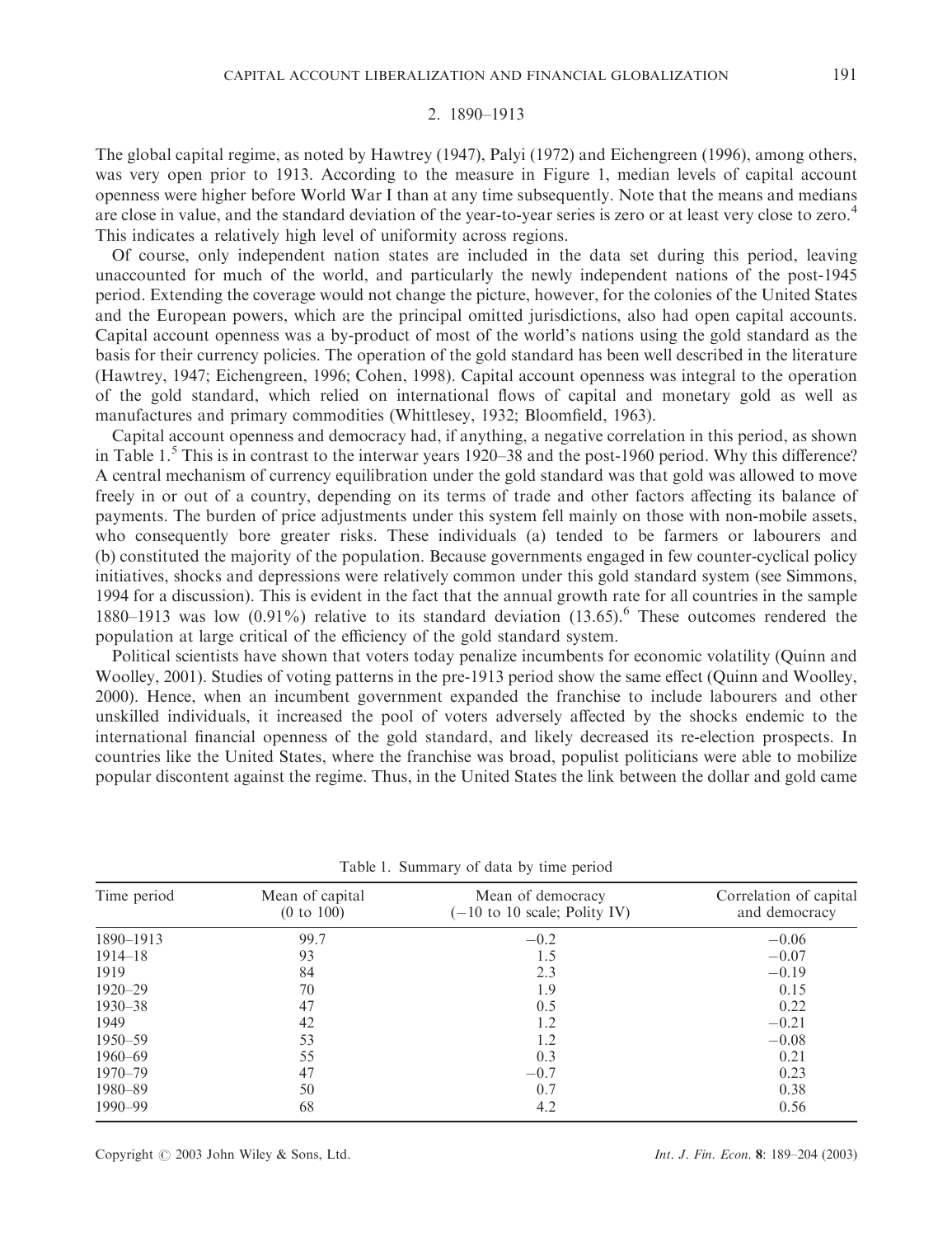## 2. 1890–1913

The global capital regime, as noted by Hawtrey (1947), Palyi (1972) and Eichengreen (1996), among others, was very open prior to 1913. According to the measure in Figure 1, median levels of capital account openness were higher before World War I than at any time subsequently. Note that the means and medians are close in value, and the standard deviation of the year-to-year series is zero or at least very close to zero.[4] This indicates a relatively high level of uniformity across regions.

Of course, only independent nation states are included in the data set during this period, leaving unaccounted for much of the world, and particularly the newly independent nations of the post-1945 period. Extending the coverage would not change the picture, however, for the colonies of the United States and the European powers, which are the principal omitted jurisdictions, also had open capital accounts. Capital account openness was a by-product of most of the world's nations using the gold standard as the basis for their currency policies. The operation of the gold standard has been well described in the literature (Hawtrey, 1947; Eichengreen, 1996; Cohen, 1998). Capital account openness was integral to the operation of the gold standard, which relied on international flows of capital and monetary gold as well as manufactures and primary commodities (Whittlesey, 1932; Bloomfield, 1963).

Capital account openness and democracy had, if anything, a negative correlation in this period, as shown in Table 1.[5] This is in contrast to the interwar years 1920–38 and the post-1960 period. Why this difference? A central mechanism of currency equilibration under the gold standard was that gold was allowed to move freely in or out of a country, depending on its terms of trade and other factors affecting its balance of payments. The burden of price adjustments under this system fell mainly on those with non-mobile assets, who consequently bore greater risks. These individuals (a) tended to be farmers or labourers and (b) constituted the majority of the population. Because governments engaged in few counter-cyclical policy initiatives, shocks and depressions were relatively common under this gold standard system (see Simmons, 1994 for a discussion). This is evident in the fact that the annual growth rate for all countries in the sample 1880–1913 was low (0.91%) relative to its standard deviation (13.65).[6] These outcomes rendered the population at large critical of the efficiency of the gold standard system.

Political scientists have shown that voters today penalize incumbents for economic volatility (Quinn and Woolley, 2001). Studies of voting patterns in the pre-1913 period show the same effect (Quinn and Woolley, 2000). Hence, when an incumbent government expanded the franchise to include labourers and other unskilled individuals, it increased the pool of voters adversely affected by the shocks endemic to the international financial openness of the gold standard, and likely decreased its re-election prospects. In countries like the United States, where the franchise was broad, populist politicians were able to mobilize popular discontent against the regime. Thus, in the United States the link between the dollar and gold came

Table 1. Summary of data by time period

| Time period | Mean of capital (0 to 100) | Mean of democracy ($-10$ to 10 scale; Polity IV) | Correlation of capital and democracy |
|---|---|---|---|
| 1890–1913 | 99.7 | $-0.2$ | $-0.06$ |
| 1914–18 | 93 | 1.5 | $-0.07$ |
| 1919 | 84 | 2.3 | $-0.19$ |
| 1920–29 | 70 | 1.9 | 0.15 |
| 1930–38 | 47 | 0.5 | 0.22 |
| 1949 | 42 | 1.2 | $-0.21$ |
| 1950–59 | 53 | 1.2 | $-0.08$ |
| 1960–69 | 55 | 0.3 | 0.21 |
| 1970–79 | 47 | $-0.7$ | 0.23 |
| 1980–89 | 50 | 0.7 | 0.38 |
| 1990–99 | 68 | 4.2 | 0.56 |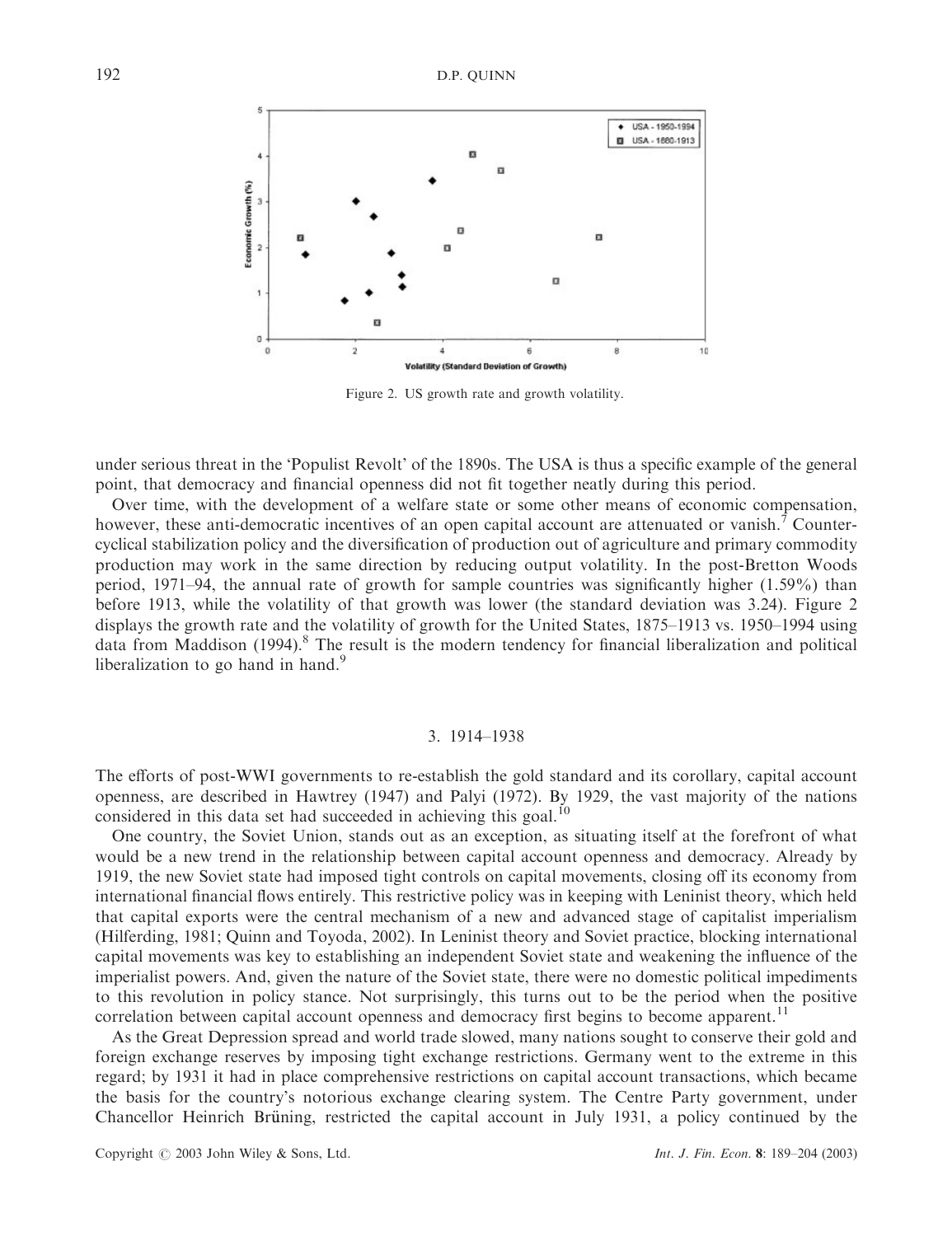Figure 2. US growth rate and growth volatility.

under serious threat in the 'Populist Revolt' of the 1890s. The USA is thus a specific example of the general point, that democracy and financial openness did not fit together neatly during this period.

Over time, with the development of a welfare state or some other means of economic compensation, however, these anti-democratic incentives of an open capital account are attenuated or vanish.[7] Counter-cyclical stabilization policy and the diversification of production out of agriculture and primary commodity production may work in the same direction by reducing output volatility. In the post-Bretton Woods period, 1971–94, the annual rate of growth for sample countries was significantly higher (1.59%) than before 1913, while the volatility of that growth was lower (the standard deviation was 3.24). Figure 2 displays the growth rate and the volatility of growth for the United States, 1875–1913 vs. 1950–1994 using data from Maddison (1994).[8] The result is the modern tendency for financial liberalization and political liberalization to go hand in hand.[9]

## 3. 1914–1938

The efforts of post-WWI governments to re-establish the gold standard and its corollary, capital account openness, are described in Hawtrey (1947) and Palyi (1972). By 1929, the vast majority of the nations considered in this data set had succeeded in achieving this goal.[10]

One country, the Soviet Union, stands out as an exception, as situating itself at the forefront of what would be a new trend in the relationship between capital account openness and democracy. Already by 1919, the new Soviet state had imposed tight controls on capital movements, closing off its economy from international financial flows entirely. This restrictive policy was in keeping with Leninist theory, which held that capital exports were the central mechanism of a new and advanced stage of capitalist imperialism (Hilferding, 1981; Quinn and Toyoda, 2002). In Leninist theory and Soviet practice, blocking international capital movements was key to establishing an independent Soviet state and weakening the influence of the imperialist powers. And, given the nature of the Soviet state, there were no domestic political impediments to this revolution in policy stance. Not surprisingly, this turns out to be the period when the positive correlation between capital account openness and democracy first begins to become apparent.[11]

As the Great Depression spread and world trade slowed, many nations sought to conserve their gold and foreign exchange reserves by imposing tight exchange restrictions. Germany went to the extreme in this regard; by 1931 it had in place comprehensive restrictions on capital account transactions, which became the basis for the country's notorious exchange clearing system. The Centre Party government, under Chancellor Heinrich Brüning, restricted the capital account in July 1931, a policy continued by the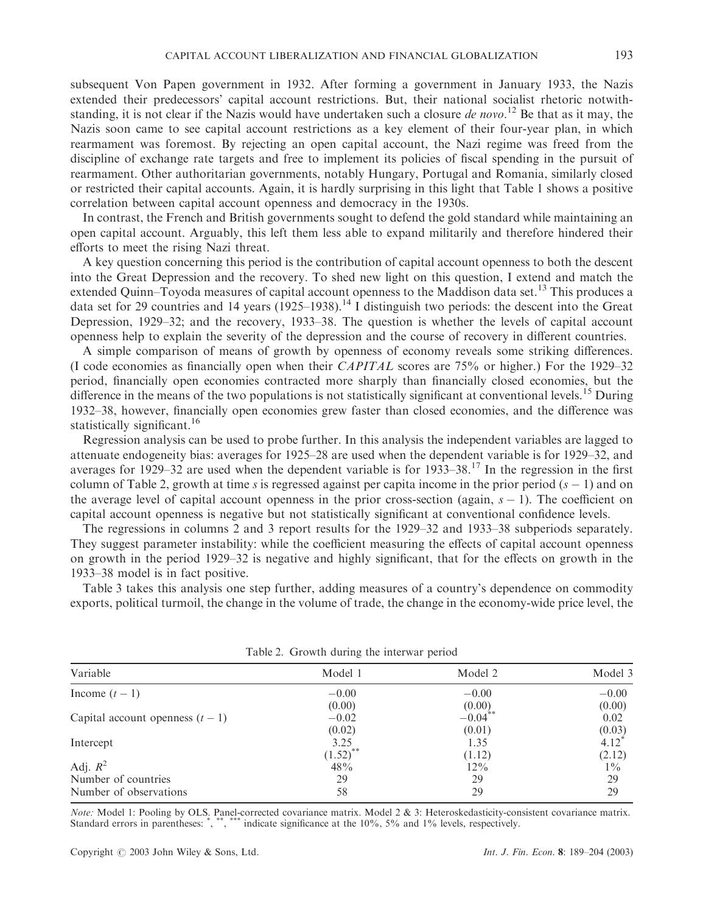subsequent Von Papen government in 1932. After forming a government in January 1933, the Nazis extended their predecessors' capital account restrictions. But, their national socialist rhetoric notwithstanding, it is not clear if the Nazis would have undertaken such a closure *de novo*.[12] Be that as it may, the Nazis soon came to see capital account restrictions as a key element of their four-year plan, in which rearmament was foremost. By rejecting an open capital account, the Nazi regime was freed from the discipline of exchange rate targets and free to implement its policies of fiscal spending in the pursuit of rearmament. Other authoritarian governments, notably Hungary, Portugal and Romania, similarly closed or restricted their capital accounts. Again, it is hardly surprising in this light that Table 1 shows a positive correlation between capital account openness and democracy in the 1930s.

In contrast, the French and British governments sought to defend the gold standard while maintaining an open capital account. Arguably, this left them less able to expand militarily and therefore hindered their efforts to meet the rising Nazi threat.

A key question concerning this period is the contribution of capital account openness to both the descent into the Great Depression and the recovery. To shed new light on this question, I extend and match the extended Quinn–Toyoda measures of capital account openness to the Maddison data set.[13] This produces a data set for 29 countries and 14 years (1925–1938).[14] I distinguish two periods: the descent into the Great Depression, 1929–32; and the recovery, 1933–38. The question is whether the levels of capital account openness help to explain the severity of the depression and the course of recovery in different countries.

A simple comparison of means of growth by openness of economy reveals some striking differences. (I code economies as financially open when their *CAPITAL* scores are 75% or higher.) For the 1929–32 period, financially open economies contracted more sharply than financially closed economies, but the difference in the means of the two populations is not statistically significant at conventional levels.[15] During 1932–38, however, financially open economies grew faster than closed economies, and the difference was statistically significant.[16]

Regression analysis can be used to probe further. In this analysis the independent variables are lagged to attenuate endogeneity bias: averages for 1925–28 are used when the dependent variable is for 1929–32, and averages for 1929–32 are used when the dependent variable is for 1933–38.[17] In the regression in the first column of Table 2, growth at time $s$ is regressed against per capita income in the prior period ($s-1$) and on the average level of capital account openness in the prior cross-section (again, $s-1$). The coefficient on capital account openness is negative but not statistically significant at conventional confidence levels.

The regressions in columns 2 and 3 report results for the 1929–32 and 1933–38 subperiods separately. They suggest parameter instability: while the coefficient measuring the effects of capital account openness on growth in the period 1929–32 is negative and highly significant, that for the effects on growth in the 1933–38 model is in fact positive.

Table 3 takes this analysis one step further, adding measures of a country's dependence on commodity exports, political turmoil, the change in the volume of trade, the change in the economy-wide price level, the

Table 2. Growth during the interwar period

| Variable | Model 1 | Model 2 | Model 3 |
|---|---|---|---|
| Income ($t-1$) | $-0.00$ | $-0.00$ | $-0.00$ |
| | (0.00) | (0.00) | (0.00) |
| Capital account openness ($t-1$) | $-0.02$ | $-0.04^{**}$ | 0.02 |
| | (0.02) | (0.01) | (0.03) |
| Intercept | 3.25 | 1.35 | $4.12^{*}$ |
| | $(1.52)^{**}$ | (1.12) | (2.12) |
| Adj. $R^2$ | 48% | 12% | 1% |
| Number of countries | 29 | 29 | 29 |
| Number of observations | 58 | 29 | 29 |

*Note:* Model 1: Pooling by OLS. Panel-corrected covariance matrix. Model 2 & 3: Heteroskedasticity-consistent covariance matrix. Standard errors in parentheses: $^{*}$, $^{**}$, $^{***}$ indicate significance at the 10%, 5% and 1% levels, respectively.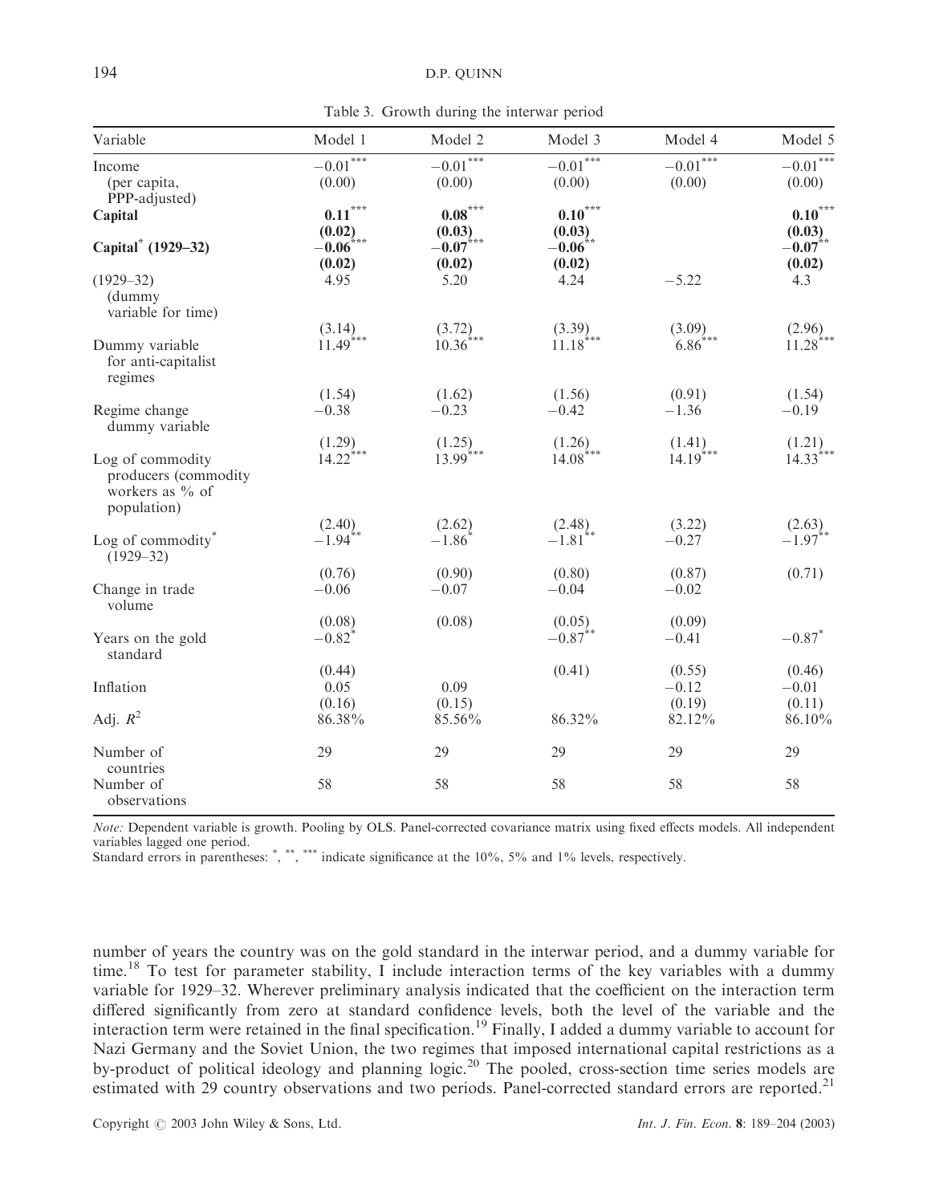Table 3. Growth during the interwar period

| Variable | Model 1 | Model 2 | Model 3 | Model 4 | Model 5 |
|---|---|---|---|---|---|
| Income (per capita, PPP-adjusted) | −0.01*** | −0.01*** | −0.01*** | −0.01*** | −0.01*** |
| | (0.00) | (0.00) | (0.00) | (0.00) | (0.00) |
| **Capital** | **0.11***\*** | **0.08***\*** | **0.10***\*** | | **0.10***\*** |
| | **(0.02)** | **(0.03)** | **(0.03)** | | **(0.03)** |
| **Capital* (1929–32)** | **−0.06***\*** | **−0.07***\*** | **−0.06**\*** | | **−0.07**\*** |
| | **(0.02)** | **(0.02)** | **(0.02)** | | **(0.02)** |
| (1929–32) (dummy variable for time) | 4.95 | 5.20 | 4.24 | −5.22 | 4.3 |
| | (3.14) | (3.72) | (3.39) | (3.09) | (2.96) |
| Dummy variable for anti-capitalist regimes | 11.49*** | 10.36*** | 11.18*** | 6.86*** | 11.28*** |
| | (1.54) | (1.62) | (1.56) | (0.91) | (1.54) |
| Regime change dummy variable | −0.38 | −0.23 | −0.42 | −1.36 | −0.19 |
| | (1.29) | (1.25) | (1.26) | (1.41) | (1.21) |
| Log of commodity producers (commodity workers as % of population) | 14.22*** | 13.99*** | 14.08*** | 14.19*** | 14.33*** |
| | (2.40) | (2.62) | (2.48) | (3.22) | (2.63) |
| Log of commodity* (1929–32) | −1.94** | −1.86* | −1.81** | −0.27 | −1.97** |
| | (0.76) | (0.90) | (0.80) | (0.87) | (0.71) |
| Change in trade volume | −0.06 | −0.07 | −0.04 | −0.02 | |
| | (0.08) | (0.08) | (0.05) | (0.09) | |
| Years on the gold standard | −0.82* | | −0.87** | −0.41 | −0.87* |
| | (0.44) | | (0.41) | (0.55) | (0.46) |
| Inflation | 0.05 | 0.09 | | −0.12 | −0.01 |
| | (0.16) | (0.15) | | (0.19) | (0.11) |
| Adj. $R^2$ | 86.38% | 85.56% | 86.32% | 82.12% | 86.10% |
| Number of countries | 29 | 29 | 29 | 29 | 29 |
| Number of observations | 58 | 58 | 58 | 58 | 58 |

*Note:* Dependent variable is growth. Pooling by OLS. Panel-corrected covariance matrix using fixed effects models. All independent variables lagged one period.
Standard errors in parentheses: *, **, *** indicate significance at the 10%, 5% and 1% levels, respectively.

number of years the country was on the gold standard in the interwar period, and a dummy variable for time.[18] To test for parameter stability, I include interaction terms of the key variables with a dummy variable for 1929–32. Wherever preliminary analysis indicated that the coefficient on the interaction term differed significantly from zero at standard confidence levels, both the level of the variable and the interaction term were retained in the final specification.[19] Finally, I added a dummy variable to account for Nazi Germany and the Soviet Union, the two regimes that imposed international capital restrictions as a by-product of political ideology and planning logic.[20] The pooled, cross-section time series models are estimated with 29 country observations and two periods. Panel-corrected standard errors are reported.[21]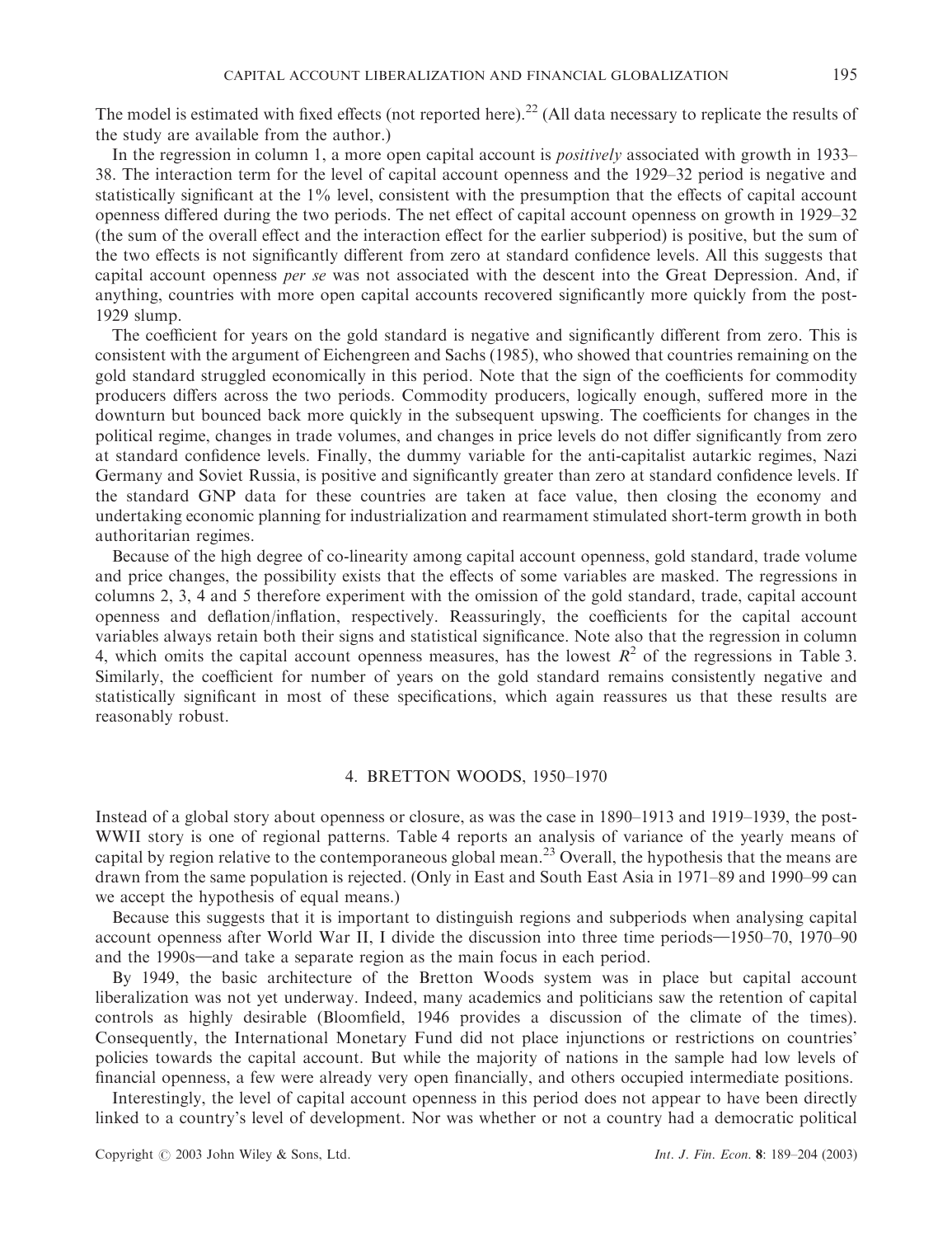The model is estimated with fixed effects (not reported here).[22] (All data necessary to replicate the results of the study are available from the author.)

In the regression in column 1, a more open capital account is *positively* associated with growth in 1933–38. The interaction term for the level of capital account openness and the 1929–32 period is negative and statistically significant at the 1% level, consistent with the presumption that the effects of capital account openness differed during the two periods. The net effect of capital account openness on growth in 1929–32 (the sum of the overall effect and the interaction effect for the earlier subperiod) is positive, but the sum of the two effects is not significantly different from zero at standard confidence levels. All this suggests that capital account openness *per se* was not associated with the descent into the Great Depression. And, if anything, countries with more open capital accounts recovered significantly more quickly from the post-1929 slump.

The coefficient for years on the gold standard is negative and significantly different from zero. This is consistent with the argument of Eichengreen and Sachs (1985), who showed that countries remaining on the gold standard struggled economically in this period. Note that the sign of the coefficients for commodity producers differs across the two periods. Commodity producers, logically enough, suffered more in the downturn but bounced back more quickly in the subsequent upswing. The coefficients for changes in the political regime, changes in trade volumes, and changes in price levels do not differ significantly from zero at standard confidence levels. Finally, the dummy variable for the anti-capitalist autarkic regimes, Nazi Germany and Soviet Russia, is positive and significantly greater than zero at standard confidence levels. If the standard GNP data for these countries are taken at face value, then closing the economy and undertaking economic planning for industrialization and rearmament stimulated short-term growth in both authoritarian regimes.

Because of the high degree of co-linearity among capital account openness, gold standard, trade volume and price changes, the possibility exists that the effects of some variables are masked. The regressions in columns 2, 3, 4 and 5 therefore experiment with the omission of the gold standard, trade, capital account openness and deflation/inflation, respectively. Reassuringly, the coefficients for the capital account variables always retain both their signs and statistical significance. Note also that the regression in column 4, which omits the capital account openness measures, has the lowest $R^2$ of the regressions in Table 3. Similarly, the coefficient for number of years on the gold standard remains consistently negative and statistically significant in most of these specifications, which again reassures us that these results are reasonably robust.

## 4. BRETTON WOODS, 1950–1970

Instead of a global story about openness or closure, as was the case in 1890–1913 and 1919–1939, the post-WWII story is one of regional patterns. Table 4 reports an analysis of variance of the yearly means of capital by region relative to the contemporaneous global mean.[23] Overall, the hypothesis that the means are drawn from the same population is rejected. (Only in East and South East Asia in 1971–89 and 1990–99 can we accept the hypothesis of equal means.)

Because this suggests that it is important to distinguish regions and subperiods when analysing capital account openness after World War II, I divide the discussion into three time periods—1950–70, 1970–90 and the 1990s—and take a separate region as the main focus in each period.

By 1949, the basic architecture of the Bretton Woods system was in place but capital account liberalization was not yet underway. Indeed, many academics and politicians saw the retention of capital controls as highly desirable (Bloomfield, 1946 provides a discussion of the climate of the times). Consequently, the International Monetary Fund did not place injunctions or restrictions on countries' policies towards the capital account. But while the majority of nations in the sample had low levels of financial openness, a few were already very open financially, and others occupied intermediate positions.

Interestingly, the level of capital account openness in this period does not appear to have been directly linked to a country's level of development. Nor was whether or not a country had a democratic political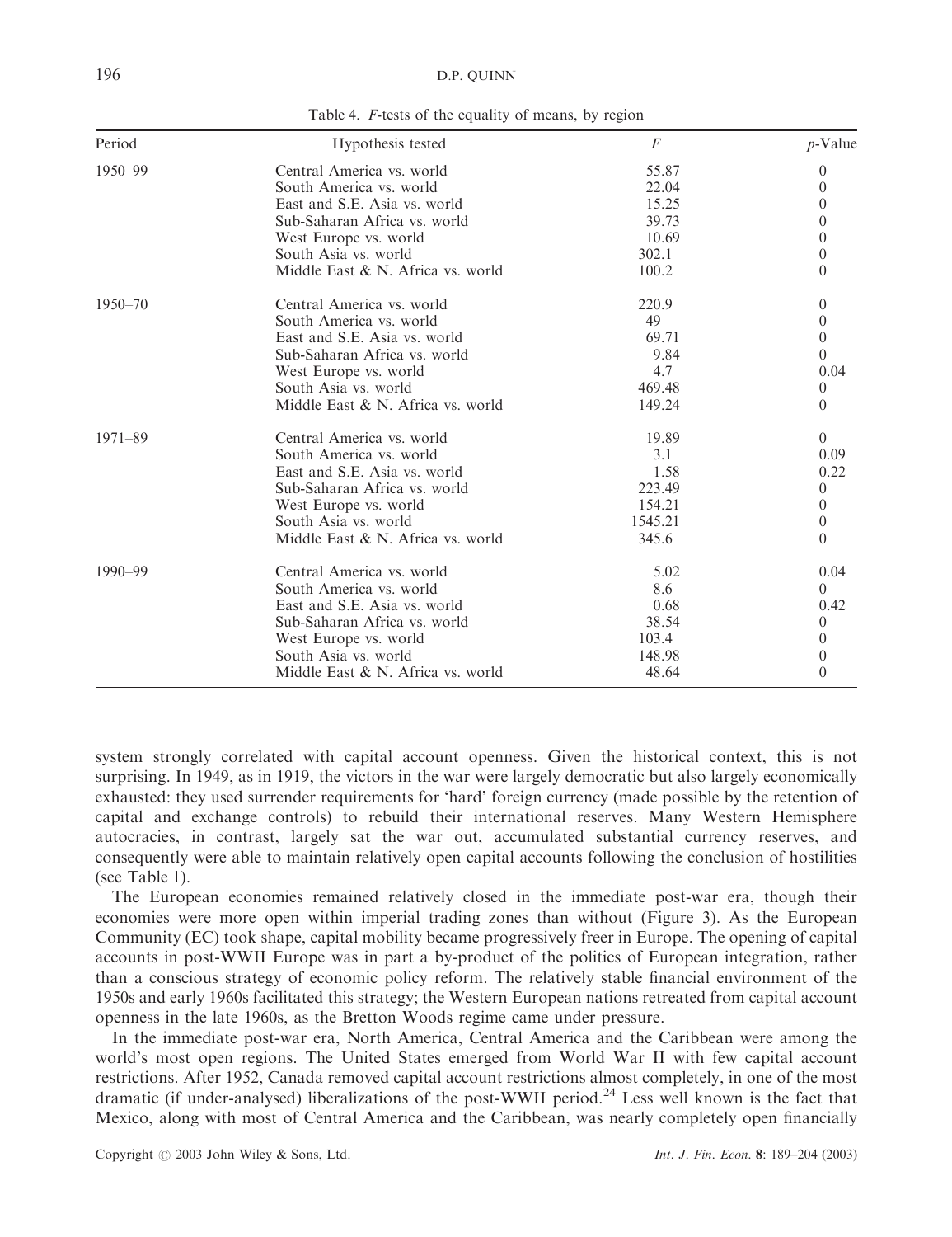Table 4. *F*-tests of the equality of means, by region

| Period | Hypothesis tested | $F$ | $p$-Value |
|---|---|---|---|
| 1950–99 | Central America vs. world | 55.87 | 0 |
| | South America vs. world | 22.04 | 0 |
| | East and S.E. Asia vs. world | 15.25 | 0 |
| | Sub-Saharan Africa vs. world | 39.73 | 0 |
| | West Europe vs. world | 10.69 | 0 |
| | South Asia vs. world | 302.1 | 0 |
| | Middle East & N. Africa vs. world | 100.2 | 0 |
| 1950–70 | Central America vs. world | 220.9 | 0 |
| | South America vs. world | 49 | 0 |
| | East and S.E. Asia vs. world | 69.71 | 0 |
| | Sub-Saharan Africa vs. world | 9.84 | 0 |
| | West Europe vs. world | 4.7 | 0.04 |
| | South Asia vs. world | 469.48 | 0 |
| | Middle East & N. Africa vs. world | 149.24 | 0 |
| 1971–89 | Central America vs. world | 19.89 | 0 |
| | South America vs. world | 3.1 | 0.09 |
| | East and S.E. Asia vs. world | 1.58 | 0.22 |
| | Sub-Saharan Africa vs. world | 223.49 | 0 |
| | West Europe vs. world | 154.21 | 0 |
| | South Asia vs. world | 1545.21 | 0 |
| | Middle East & N. Africa vs. world | 345.6 | 0 |
| 1990–99 | Central America vs. world | 5.02 | 0.04 |
| | South America vs. world | 8.6 | 0 |
| | East and S.E. Asia vs. world | 0.68 | 0.42 |
| | Sub-Saharan Africa vs. world | 38.54 | 0 |
| | West Europe vs. world | 103.4 | 0 |
| | South Asia vs. world | 148.98 | 0 |
| | Middle East & N. Africa vs. world | 48.64 | 0 |

system strongly correlated with capital account openness. Given the historical context, this is not surprising. In 1949, as in 1919, the victors in the war were largely democratic but also largely economically exhausted: they used surrender requirements for 'hard' foreign currency (made possible by the retention of capital and exchange controls) to rebuild their international reserves. Many Western Hemisphere autocracies, in contrast, largely sat the war out, accumulated substantial currency reserves, and consequently were able to maintain relatively open capital accounts following the conclusion of hostilities (see Table 1).

The European economies remained relatively closed in the immediate post-war era, though their economies were more open within imperial trading zones than without (Figure 3). As the European Community (EC) took shape, capital mobility became progressively freer in Europe. The opening of capital accounts in post-WWII Europe was in part a by-product of the politics of European integration, rather than a conscious strategy of economic policy reform. The relatively stable financial environment of the 1950s and early 1960s facilitated this strategy; the Western European nations retreated from capital account openness in the late 1960s, as the Bretton Woods regime came under pressure.

In the immediate post-war era, North America, Central America and the Caribbean were among the world's most open regions. The United States emerged from World War II with few capital account restrictions. After 1952, Canada removed capital account restrictions almost completely, in one of the most dramatic (if under-analysed) liberalizations of the post-WWII period.[24] Less well known is the fact that Mexico, along with most of Central America and the Caribbean, was nearly completely open financially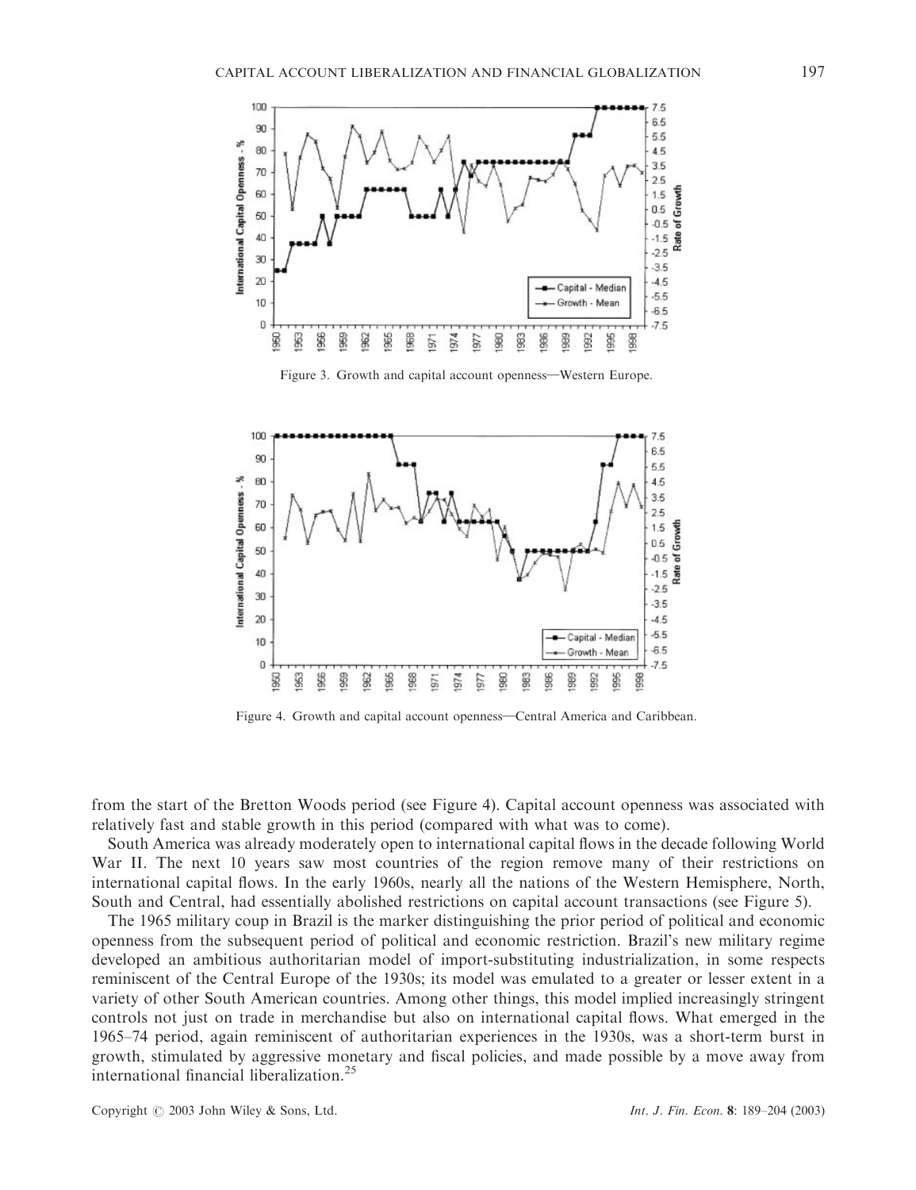Figure 3. Growth and capital account openness—Western Europe.

Figure 4. Growth and capital account openness—Central America and Caribbean.

from the start of the Bretton Woods period (see Figure 4). Capital account openness was associated with relatively fast and stable growth in this period (compared with what was to come).

South America was already moderately open to international capital flows in the decade following World War II. The next 10 years saw most countries of the region remove many of their restrictions on international capital flows. In the early 1960s, nearly all the nations of the Western Hemisphere, North, South and Central, had essentially abolished restrictions on capital account transactions (see Figure 5).

The 1965 military coup in Brazil is the marker distinguishing the prior period of political and economic openness from the subsequent period of political and economic restriction. Brazil's new military regime developed an ambitious authoritarian model of import-substituting industrialization, in some respects reminiscent of the Central Europe of the 1930s; its model was emulated to a greater or lesser extent in a variety of other South American countries. Among other things, this model implied increasingly stringent controls not just on trade in merchandise but also on international capital flows. What emerged in the 1965–74 period, again reminiscent of authoritarian experiences in the 1930s, was a short-term burst in growth, stimulated by aggressive monetary and fiscal policies, and made possible by a move away from international financial liberalization.[25]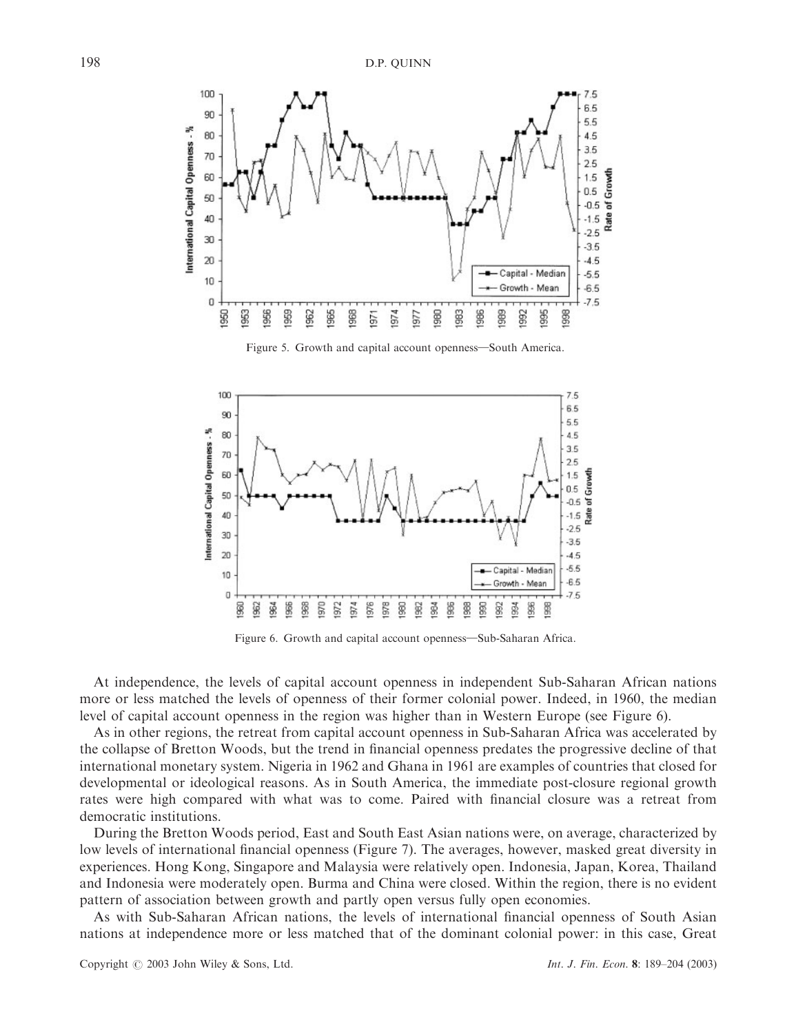Figure 5. Growth and capital account openness—South America.

Figure 6. Growth and capital account openness—Sub-Saharan Africa.

At independence, the levels of capital account openness in independent Sub-Saharan African nations more or less matched the levels of openness of their former colonial power. Indeed, in 1960, the median level of capital account openness in the region was higher than in Western Europe (see Figure 6).

As in other regions, the retreat from capital account openness in Sub-Saharan Africa was accelerated by the collapse of Bretton Woods, but the trend in financial openness predates the progressive decline of that international monetary system. Nigeria in 1962 and Ghana in 1961 are examples of countries that closed for developmental or ideological reasons. As in South America, the immediate post-closure regional growth rates were high compared with what was to come. Paired with financial closure was a retreat from democratic institutions.

During the Bretton Woods period, East and South East Asian nations were, on average, characterized by low levels of international financial openness (Figure 7). The averages, however, masked great diversity in experiences. Hong Kong, Singapore and Malaysia were relatively open. Indonesia, Japan, Korea, Thailand and Indonesia were moderately open. Burma and China were closed. Within the region, there is no evident pattern of association between growth and partly open versus fully open economies.

As with Sub-Saharan African nations, the levels of international financial openness of South Asian nations at independence more or less matched that of the dominant colonial power: in this case, Great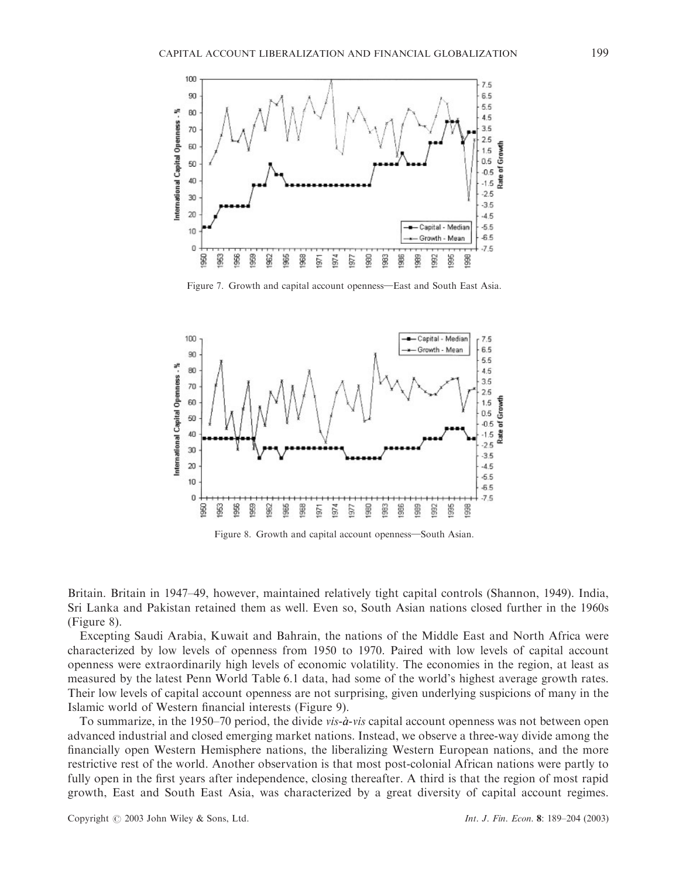Figure 7. Growth and capital account openness—East and South East Asia.

Figure 8. Growth and capital account openness—South Asian.

Britain. Britain in 1947–49, however, maintained relatively tight capital controls (Shannon, 1949). India, Sri Lanka and Pakistan retained them as well. Even so, South Asian nations closed further in the 1960s (Figure 8).

Excepting Saudi Arabia, Kuwait and Bahrain, the nations of the Middle East and North Africa were characterized by low levels of openness from 1950 to 1970. Paired with low levels of capital account openness were extraordinarily high levels of economic volatility. The economies in the region, at least as measured by the latest Penn World Table 6.1 data, had some of the world's highest average growth rates. Their low levels of capital account openness are not surprising, given underlying suspicions of many in the Islamic world of Western financial interests (Figure 9).

To summarize, in the 1950–70 period, the divide *vis-à-vis* capital account openness was not between open advanced industrial and closed emerging market nations. Instead, we observe a three-way divide among the financially open Western Hemisphere nations, the liberalizing Western European nations, and the more restrictive rest of the world. Another observation is that most post-colonial African nations were partly to fully open in the first years after independence, closing thereafter. A third is that the region of most rapid growth, East and South East Asia, was characterized by a great diversity of capital account regimes.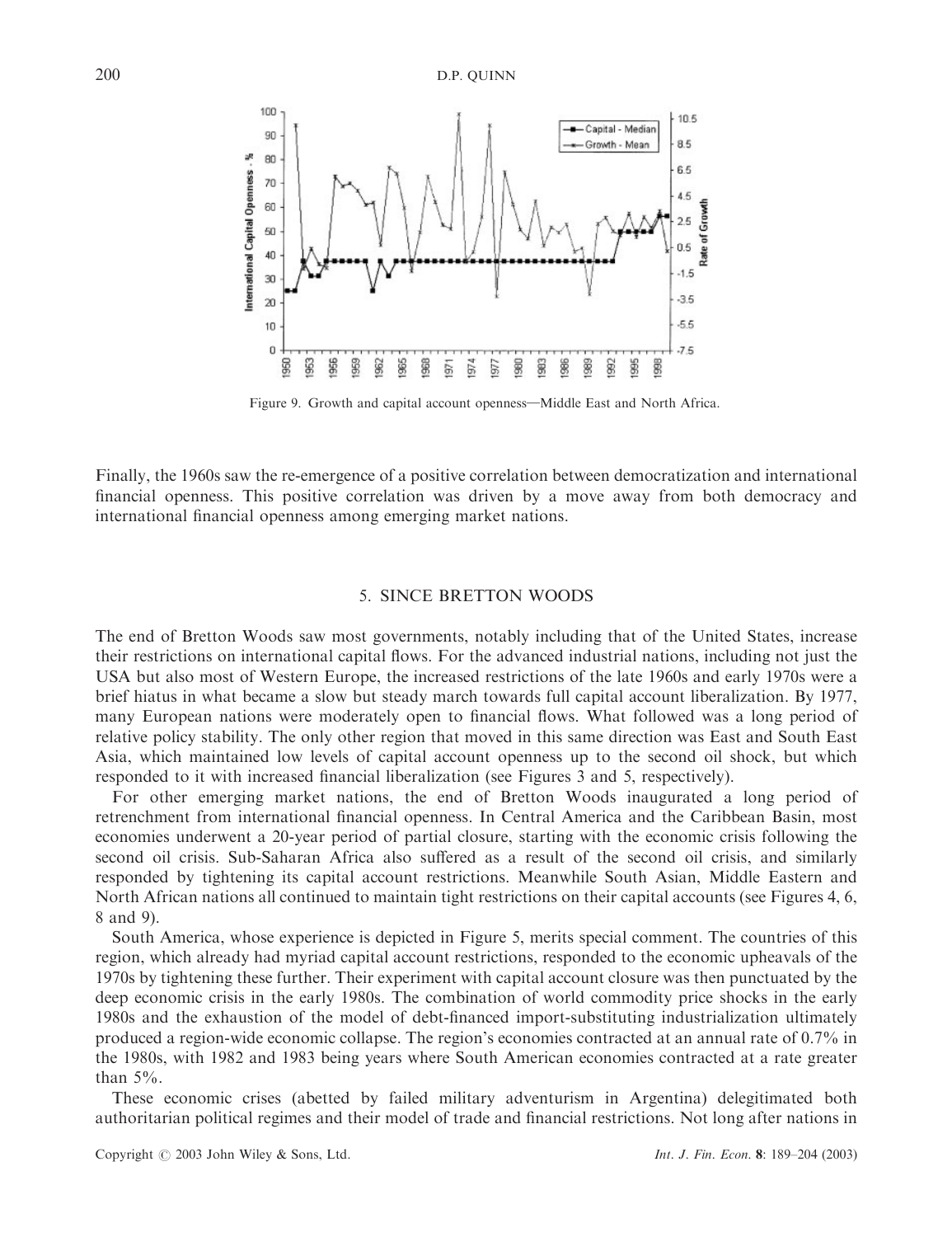Figure 9. Growth and capital account openness—Middle East and North Africa.

Finally, the 1960s saw the re-emergence of a positive correlation between democratization and international financial openness. This positive correlation was driven by a move away from both democracy and international financial openness among emerging market nations.

## 5. SINCE BRETTON WOODS

The end of Bretton Woods saw most governments, notably including that of the United States, increase their restrictions on international capital flows. For the advanced industrial nations, including not just the USA but also most of Western Europe, the increased restrictions of the late 1960s and early 1970s were a brief hiatus in what became a slow but steady march towards full capital account liberalization. By 1977, many European nations were moderately open to financial flows. What followed was a long period of relative policy stability. The only other region that moved in this same direction was East and South East Asia, which maintained low levels of capital account openness up to the second oil shock, but which responded to it with increased financial liberalization (see Figures 3 and 5, respectively).

For other emerging market nations, the end of Bretton Woods inaugurated a long period of retrenchment from international financial openness. In Central America and the Caribbean Basin, most economies underwent a 20-year period of partial closure, starting with the economic crisis following the second oil crisis. Sub-Saharan Africa also suffered as a result of the second oil crisis, and similarly responded by tightening its capital account restrictions. Meanwhile South Asian, Middle Eastern and North African nations all continued to maintain tight restrictions on their capital accounts (see Figures 4, 6, 8 and 9).

South America, whose experience is depicted in Figure 5, merits special comment. The countries of this region, which already had myriad capital account restrictions, responded to the economic upheavals of the 1970s by tightening these further. Their experiment with capital account closure was then punctuated by the deep economic crisis in the early 1980s. The combination of world commodity price shocks in the early 1980s and the exhaustion of the model of debt-financed import-substituting industrialization ultimately produced a region-wide economic collapse. The region's economies contracted at an annual rate of 0.7% in the 1980s, with 1982 and 1983 being years where South American economies contracted at a rate greater than 5%.

These economic crises (abetted by failed military adventurism in Argentina) delegitimated both authoritarian political regimes and their model of trade and financial restrictions. Not long after nations in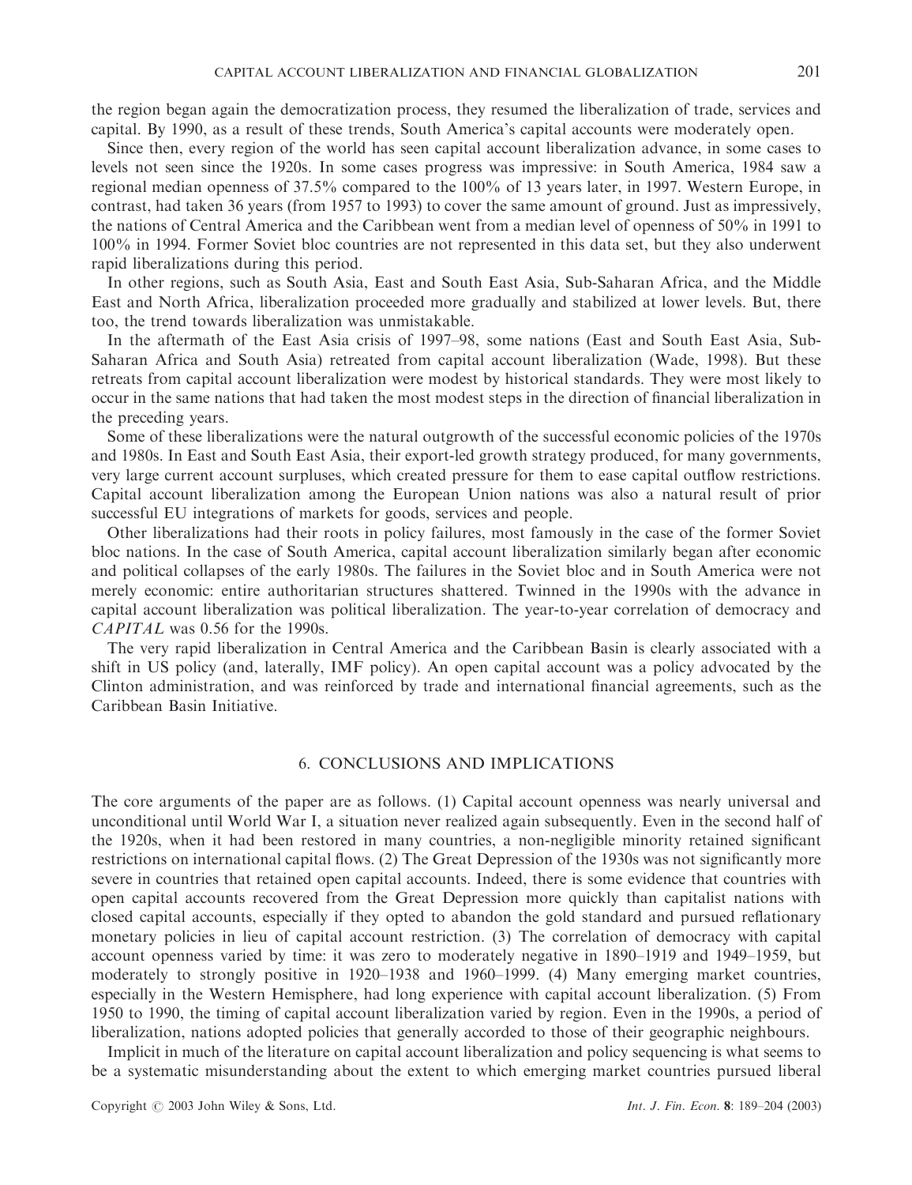the region began again the democratization process, they resumed the liberalization of trade, services and capital. By 1990, as a result of these trends, South America's capital accounts were moderately open.

Since then, every region of the world has seen capital account liberalization advance, in some cases to levels not seen since the 1920s. In some cases progress was impressive: in South America, 1984 saw a regional median openness of 37.5% compared to the 100% of 13 years later, in 1997. Western Europe, in contrast, had taken 36 years (from 1957 to 1993) to cover the same amount of ground. Just as impressively, the nations of Central America and the Caribbean went from a median level of openness of 50% in 1991 to 100% in 1994. Former Soviet bloc countries are not represented in this data set, but they also underwent rapid liberalizations during this period.

In other regions, such as South Asia, East and South East Asia, Sub-Saharan Africa, and the Middle East and North Africa, liberalization proceeded more gradually and stabilized at lower levels. But, there too, the trend towards liberalization was unmistakable.

In the aftermath of the East Asia crisis of 1997–98, some nations (East and South East Asia, Sub-Saharan Africa and South Asia) retreated from capital account liberalization (Wade, 1998). But these retreats from capital account liberalization were modest by historical standards. They were most likely to occur in the same nations that had taken the most modest steps in the direction of financial liberalization in the preceding years.

Some of these liberalizations were the natural outgrowth of the successful economic policies of the 1970s and 1980s. In East and South East Asia, their export-led growth strategy produced, for many governments, very large current account surpluses, which created pressure for them to ease capital outflow restrictions. Capital account liberalization among the European Union nations was also a natural result of prior successful EU integrations of markets for goods, services and people.

Other liberalizations had their roots in policy failures, most famously in the case of the former Soviet bloc nations. In the case of South America, capital account liberalization similarly began after economic and political collapses of the early 1980s. The failures in the Soviet bloc and in South America were not merely economic: entire authoritarian structures shattered. Twinned in the 1990s with the advance in capital account liberalization was political liberalization. The year-to-year correlation of democracy and *CAPITAL* was 0.56 for the 1990s.

The very rapid liberalization in Central America and the Caribbean Basin is clearly associated with a shift in US policy (and, laterally, IMF policy). An open capital account was a policy advocated by the Clinton administration, and was reinforced by trade and international financial agreements, such as the Caribbean Basin Initiative.

## 6. CONCLUSIONS AND IMPLICATIONS

The core arguments of the paper are as follows. (1) Capital account openness was nearly universal and unconditional until World War I, a situation never realized again subsequently. Even in the second half of the 1920s, when it had been restored in many countries, a non-negligible minority retained significant restrictions on international capital flows. (2) The Great Depression of the 1930s was not significantly more severe in countries that retained open capital accounts. Indeed, there is some evidence that countries with open capital accounts recovered from the Great Depression more quickly than capitalist nations with closed capital accounts, especially if they opted to abandon the gold standard and pursued reflationary monetary policies in lieu of capital account restriction. (3) The correlation of democracy with capital account openness varied by time: it was zero to moderately negative in 1890–1919 and 1949–1959, but moderately to strongly positive in 1920–1938 and 1960–1999. (4) Many emerging market countries, especially in the Western Hemisphere, had long experience with capital account liberalization. (5) From 1950 to 1990, the timing of capital account liberalization varied by region. Even in the 1990s, a period of liberalization, nations adopted policies that generally accorded to those of their geographic neighbours.

Implicit in much of the literature on capital account liberalization and policy sequencing is what seems to be a systematic misunderstanding about the extent to which emerging market countries pursued liberal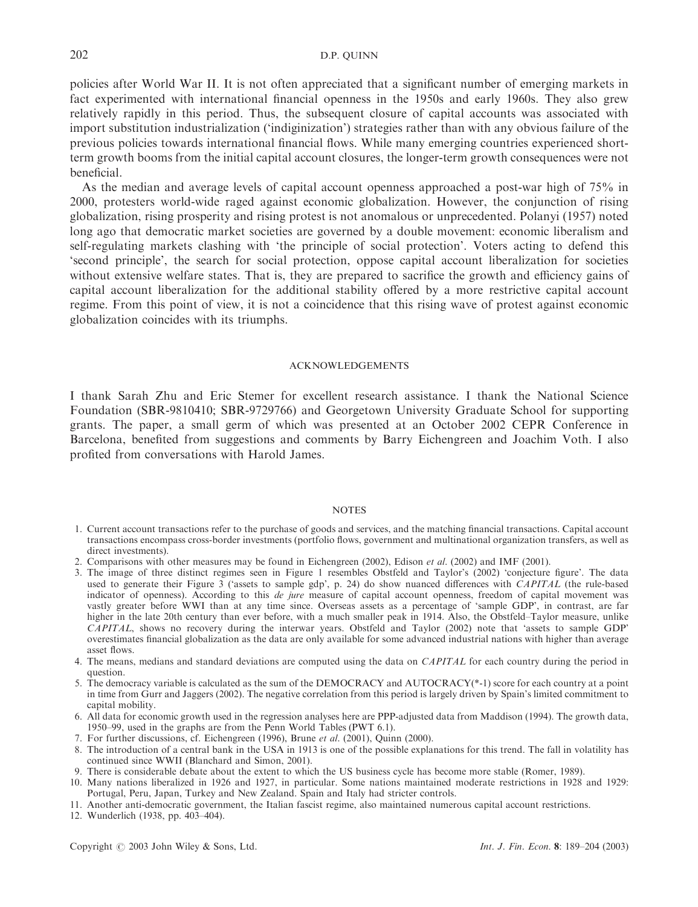policies after World War II. It is not often appreciated that a significant number of emerging markets in fact experimented with international financial openness in the 1950s and early 1960s. They also grew relatively rapidly in this period. Thus, the subsequent closure of capital accounts was associated with import substitution industrialization ('indiginization') strategies rather than with any obvious failure of the previous policies towards international financial flows. While many emerging countries experienced short-term growth booms from the initial capital account closures, the longer-term growth consequences were not beneficial.

As the median and average levels of capital account openness approached a post-war high of 75% in 2000, protesters world-wide raged against economic globalization. However, the conjunction of rising globalization, rising prosperity and rising protest is not anomalous or unprecedented. Polanyi (1957) noted long ago that democratic market societies are governed by a double movement: economic liberalism and self-regulating markets clashing with 'the principle of social protection'. Voters acting to defend this 'second principle', the search for social protection, oppose capital account liberalization for societies without extensive welfare states. That is, they are prepared to sacrifice the growth and efficiency gains of capital account liberalization for the additional stability offered by a more restrictive capital account regime. From this point of view, it is not a coincidence that this rising wave of protest against economic globalization coincides with its triumphs.

## ACKNOWLEDGEMENTS

I thank Sarah Zhu and Eric Stemer for excellent research assistance. I thank the National Science Foundation (SBR-9810410; SBR-9729766) and Georgetown University Graduate School for supporting grants. The paper, a small germ of which was presented at an October 2002 CEPR Conference in Barcelona, benefited from suggestions and comments by Barry Eichengreen and Joachim Voth. I also profited from conversations with Harold James.

## NOTES

1. Current account transactions refer to the purchase of goods and services, and the matching financial transactions. Capital account transactions encompass cross-border investments (portfolio flows, government and multinational organization transfers, as well as direct investments).
2. Comparisons with other measures may be found in Eichengreen (2002), Edison *et al.* (2002) and IMF (2001).
3. The image of three distinct regimes seen in Figure 1 resembles Obstfeld and Taylor's (2002) 'conjecture figure'. The data used to generate their Figure 3 ('assets to sample gdp', p. 24) do show nuanced differences with *CAPITAL* (the rule-based indicator of openness). According to this *de jure* measure of capital account openness, freedom of capital movement was vastly greater before WWI than at any time since. Overseas assets as a percentage of 'sample GDP', in contrast, are far higher in the late 20th century than ever before, with a much smaller peak in 1914. Also, the Obstfeld–Taylor measure, unlike *CAPITAL*, shows no recovery during the interwar years. Obstfeld and Taylor (2002) note that 'assets to sample GDP' overestimates financial globalization as the data are only available for some advanced industrial nations with higher than average asset flows.
4. The means, medians and standard deviations are computed using the data on *CAPITAL* for each country during the period in question.
5. The democracy variable is calculated as the sum of the DEMOCRACY and AUTOCRACY(*-1) score for each country at a point in time from Gurr and Jaggers (2002). The negative correlation from this period is largely driven by Spain's limited commitment to capital mobility.
6. All data for economic growth used in the regression analyses here are PPP-adjusted data from Maddison (1994). The growth data, 1950–99, used in the graphs are from the Penn World Tables (PWT 6.1).
7. For further discussions, cf. Eichengreen (1996), Brune *et al.* (2001), Quinn (2000).
8. The introduction of a central bank in the USA in 1913 is one of the possible explanations for this trend. The fall in volatility has continued since WWII (Blanchard and Simon, 2001).
9. There is considerable debate about the extent to which the US business cycle has become more stable (Romer, 1989).
10. Many nations liberalized in 1926 and 1927, in particular. Some nations maintained moderate restrictions in 1928 and 1929: Portugal, Peru, Japan, Turkey and New Zealand. Spain and Italy had stricter controls.
11. Another anti-democratic government, the Italian fascist regime, also maintained numerous capital account restrictions.
12. Wunderlich (1938, pp. 403–404).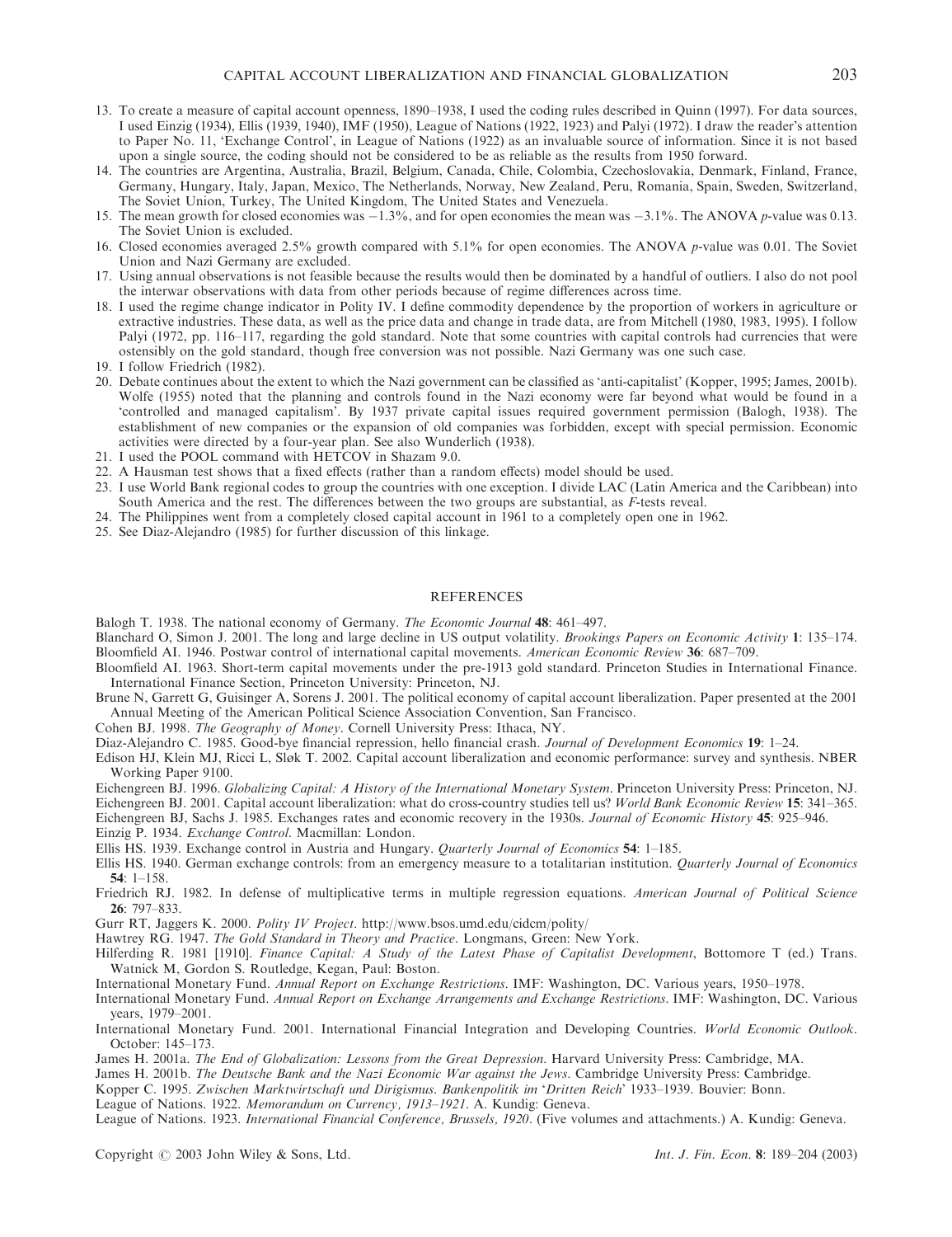13. To create a measure of capital account openness, 1890–1938, I used the coding rules described in Quinn (1997). For data sources, I used Einzig (1934), Ellis (1939, 1940), IMF (1950), League of Nations (1922, 1923) and Palyi (1972). I draw the reader's attention to Paper No. 11, 'Exchange Control', in League of Nations (1922) as an invaluable source of information. Since it is not based upon a single source, the coding should not be considered to be as reliable as the results from 1950 forward.
14. The countries are Argentina, Australia, Brazil, Belgium, Canada, Chile, Colombia, Czechoslovakia, Denmark, Finland, France, Germany, Hungary, Italy, Japan, Mexico, The Netherlands, Norway, New Zealand, Peru, Romania, Spain, Sweden, Switzerland, The Soviet Union, Turkey, The United Kingdom, The United States and Venezuela.
15. The mean growth for closed economies was −1.3%, and for open economies the mean was −3.1%. The ANOVA $p$-value was 0.13. The Soviet Union is excluded.
16. Closed economies averaged 2.5% growth compared with 5.1% for open economies. The ANOVA $p$-value was 0.01. The Soviet Union and Nazi Germany are excluded.
17. Using annual observations is not feasible because the results would then be dominated by a handful of outliers. I also do not pool the interwar observations with data from other periods because of regime differences across time.
18. I used the regime change indicator in Polity IV. I define commodity dependence by the proportion of workers in agriculture or extractive industries. These data, as well as the price data and change in trade data, are from Mitchell (1980, 1983, 1995). I follow Palyi (1972, pp. 116–117, regarding the gold standard. Note that some countries with capital controls had currencies that were ostensibly on the gold standard, though free conversion was not possible. Nazi Germany was one such case.
19. I follow Friedrich (1982).
20. Debate continues about the extent to which the Nazi government can be classified as 'anti-capitalist' (Kopper, 1995; James, 2001b). Wolfe (1955) noted that the planning and controls found in the Nazi economy were far beyond what would be found in a 'controlled and managed capitalism'. By 1937 private capital issues required government permission (Balogh, 1938). The establishment of new companies or the expansion of old companies was forbidden, except with special permission. Economic activities were directed by a four-year plan. See also Wunderlich (1938).
21. I used the POOL command with HETCOV in Shazam 9.0.
22. A Hausman test shows that a fixed effects (rather than a random effects) model should be used.
23. I use World Bank regional codes to group the countries with one exception. I divide LAC (Latin America and the Caribbean) into South America and the rest. The differences between the two groups are substantial, as $F$-tests reveal.
24. The Philippines went from a completely closed capital account in 1961 to a completely open one in 1962.
25. See Diaz-Alejandro (1985) for further discussion of this linkage.

## REFERENCES

Balogh T. 1938. The national economy of Germany. *The Economic Journal* **48**: 461–497.

Blanchard O, Simon J. 2001. The long and large decline in US output volatility. *Brookings Papers on Economic Activity* **1**: 135–174.

Bloomfield AI. 1946. Postwar control of international capital movements. *American Economic Review* **36**: 687–709.

Bloomfield AI. 1963. Short-term capital movements under the pre-1913 gold standard. Princeton Studies in International Finance. International Finance Section, Princeton University: Princeton, NJ.

Brune N, Garrett G, Guisinger A, Sorens J. 2001. The political economy of capital account liberalization. Paper presented at the 2001 Annual Meeting of the American Political Science Association Convention, San Francisco.

Cohen BJ. 1998. *The Geography of Money*. Cornell University Press: Ithaca, NY.

Diaz-Alejandro C. 1985. Good-bye financial repression, hello financial crash. *Journal of Development Economics* **19**: 1–24.

Edison HJ, Klein MJ, Ricci L, Sløk T. 2002. Capital account liberalization and economic performance: survey and synthesis. NBER Working Paper 9100.

Eichengreen BJ. 1996. *Globalizing Capital: A History of the International Monetary System*. Princeton University Press: Princeton, NJ.

Eichengreen BJ. 2001. Capital account liberalization: what do cross-country studies tell us? *World Bank Economic Review* **15**: 341–365.

Eichengreen BJ, Sachs J. 1985. Exchanges rates and economic recovery in the 1930s. *Journal of Economic History* **45**: 925–946.

Einzig P. 1934. *Exchange Control*. Macmillan: London.

Ellis HS. 1939. Exchange control in Austria and Hungary. *Quarterly Journal of Economics* **54**: 1–185.

Ellis HS. 1940. German exchange controls: from an emergency measure to a totalitarian institution. *Quarterly Journal of Economics* **54**: 1–158.

Friedrich RJ. 1982. In defense of multiplicative terms in multiple regression equations. *American Journal of Political Science* **26**: 797–833.

Gurr RT, Jaggers K. 2000. *Polity IV Project*. http://www.bsos.umd.edu/cidcm/polity/

Hawtrey RG. 1947. *The Gold Standard in Theory and Practice*. Longmans, Green: New York.

Hilferding R. 1981 [1910]. *Finance Capital: A Study of the Latest Phase of Capitalist Development*, Bottomore T (ed.) Trans. Watnick M, Gordon S. Routledge, Kegan, Paul: Boston.

International Monetary Fund. *Annual Report on Exchange Restrictions*. IMF: Washington, DC. Various years, 1950–1978.

International Monetary Fund. *Annual Report on Exchange Arrangements and Exchange Restrictions*. IMF: Washington, DC. Various years, 1979–2001.

International Monetary Fund. 2001. International Financial Integration and Developing Countries. *World Economic Outlook*. October: 145–173.

James H. 2001a. *The End of Globalization: Lessons from the Great Depression*. Harvard University Press: Cambridge, MA.

James H. 2001b. *The Deutsche Bank and the Nazi Economic War against the Jews*. Cambridge University Press: Cambridge.

Kopper C. 1995. *Zwischen Marktwirtschaft und Dirigismus. Bankenpolitik im 'Dritten Reich' 1933–1939*. Bouvier: Bonn.

League of Nations. 1922. *Memorandum on Currency, 1913–1921*. A. Kundig: Geneva.

League of Nations. 1923. *International Financial Conference, Brussels, 1920*. (Five volumes and attachments.) A. Kundig: Geneva.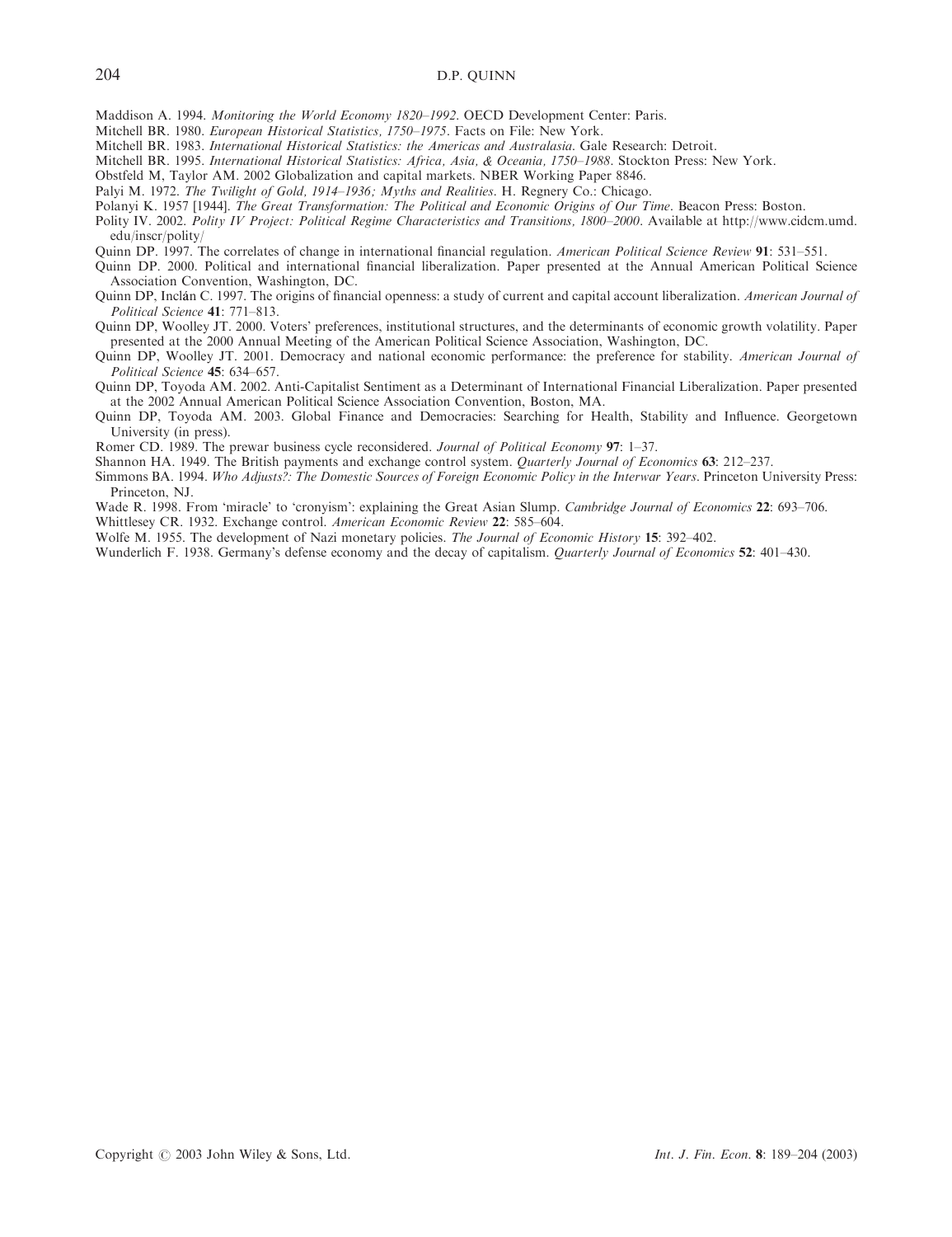Maddison A. 1994. *Monitoring the World Economy 1820–1992*. OECD Development Center: Paris.

Mitchell BR. 1980. *European Historical Statistics, 1750–1975*. Facts on File: New York.

Mitchell BR. 1983. *International Historical Statistics: the Americas and Australasia*. Gale Research: Detroit.

Mitchell BR. 1995. *International Historical Statistics: Africa, Asia, & Oceania, 1750–1988*. Stockton Press: New York.

Obstfeld M, Taylor AM. 2002 Globalization and capital markets. NBER Working Paper 8846.

Palyi M. 1972. *The Twilight of Gold, 1914–1936; Myths and Realities*. H. Regnery Co.: Chicago.

Polanyi K. 1957 [1944]. *The Great Transformation: The Political and Economic Origins of Our Time*. Beacon Press: Boston.

Polity IV. 2002. *Polity IV Project: Political Regime Characteristics and Transitions, 1800–2000*. Available at http://www.cidcm.umd.edu/inscr/polity/

Quinn DP. 1997. The correlates of change in international financial regulation. *American Political Science Review* **91**: 531–551.

Quinn DP. 2000. Political and international financial liberalization. Paper presented at the Annual American Political Science Association Convention, Washington, DC.

Quinn DP, Inclán C. 1997. The origins of financial openness: a study of current and capital account liberalization. *American Journal of Political Science* **41**: 771–813.

Quinn DP, Woolley JT. 2000. Voters' preferences, institutional structures, and the determinants of economic growth volatility. Paper presented at the 2000 Annual Meeting of the American Political Science Association, Washington, DC.

Quinn DP, Woolley JT. 2001. Democracy and national economic performance: the preference for stability. *American Journal of Political Science* **45**: 634–657.

Quinn DP, Toyoda AM. 2002. Anti-Capitalist Sentiment as a Determinant of International Financial Liberalization. Paper presented at the 2002 Annual American Political Science Association Convention, Boston, MA.

Quinn DP, Toyoda AM. 2003. Global Finance and Democracies: Searching for Health, Stability and Influence. Georgetown University (in press).

Romer CD. 1989. The prewar business cycle reconsidered. *Journal of Political Economy* **97**: 1–37.

Shannon HA. 1949. The British payments and exchange control system. *Quarterly Journal of Economics* **63**: 212–237.

Simmons BA. 1994. *Who Adjusts?: The Domestic Sources of Foreign Economic Policy in the Interwar Years*. Princeton University Press: Princeton, NJ.

Wade R. 1998. From 'miracle' to 'cronyism': explaining the Great Asian Slump. *Cambridge Journal of Economics* **22**: 693–706.

Whittlesey CR. 1932. Exchange control. *American Economic Review* **22**: 585–604.

Wolfe M. 1955. The development of Nazi monetary policies. *The Journal of Economic History* **15**: 392–402.

Wunderlich F. 1938. Germany's defense economy and the decay of capitalism. *Quarterly Journal of Economics* **52**: 401–430.